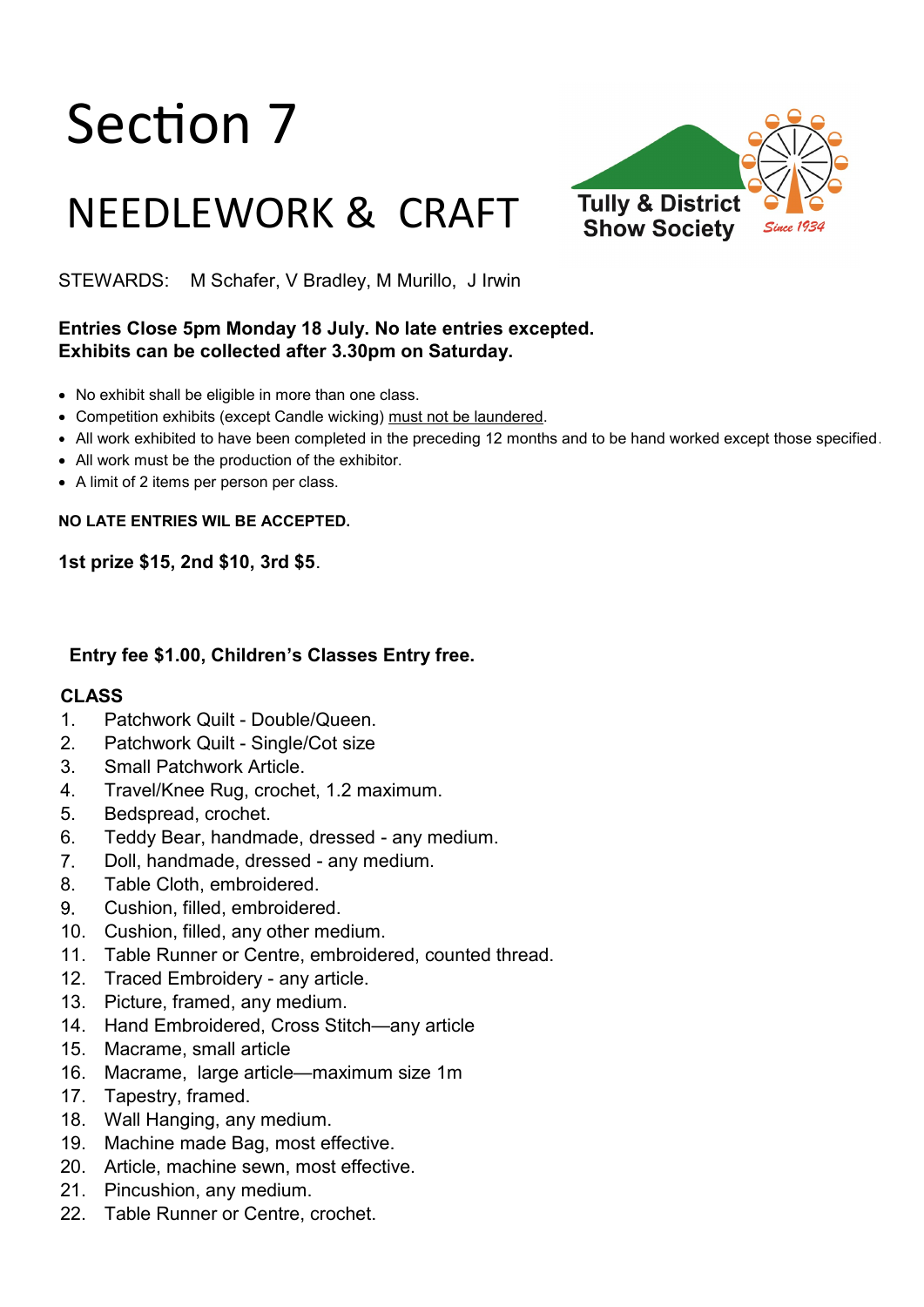# Section 7

# NEEDLEWORK & CRAFT

Tully & District Show Society

Since 1934

STEWARDS: M Schafer, V Bradley, M Murillo, J Irwin

**Entries Close 5pm Monday 18 July. No late entries excepted.**
**Exhibits can be collected after 3.30pm on Saturday.**

- No exhibit shall be eligible in more than one class.
- Competition exhibits (except Candle wicking) must not be laundered.
- All work exhibited to have been completed in the preceding 12 months and to be hand worked except those specified.
- All work must be the production of the exhibitor.
- A limit of 2 items per person per class.

**NO LATE ENTRIES WIL BE ACCEPTED.**

**1st prize $15, 2nd $10, 3rd $5**.

**Entry fee $1.00, Children's Classes Entry free.**

**CLASS**

1. Patchwork Quilt - Double/Queen.
2. Patchwork Quilt - Single/Cot size
3. Small Patchwork Article.
4. Travel/Knee Rug, crochet, 1.2 maximum.
5. Bedspread, crochet.
6. Teddy Bear, handmade, dressed - any medium.
7. Doll, handmade, dressed - any medium.
8. Table Cloth, embroidered.
9. Cushion, filled, embroidered.
10. Cushion, filled, any other medium.
11. Table Runner or Centre, embroidered, counted thread.
12. Traced Embroidery - any article.
13. Picture, framed, any medium.
14. Hand Embroidered, Cross Stitch—any article
15. Macrame, small article
16. Macrame, large article—maximum size 1m
17. Tapestry, framed.
18. Wall Hanging, any medium.
19. Machine made Bag, most effective.
20. Article, machine sewn, most effective.
21. Pincushion, any medium.
22. Table Runner or Centre, crochet.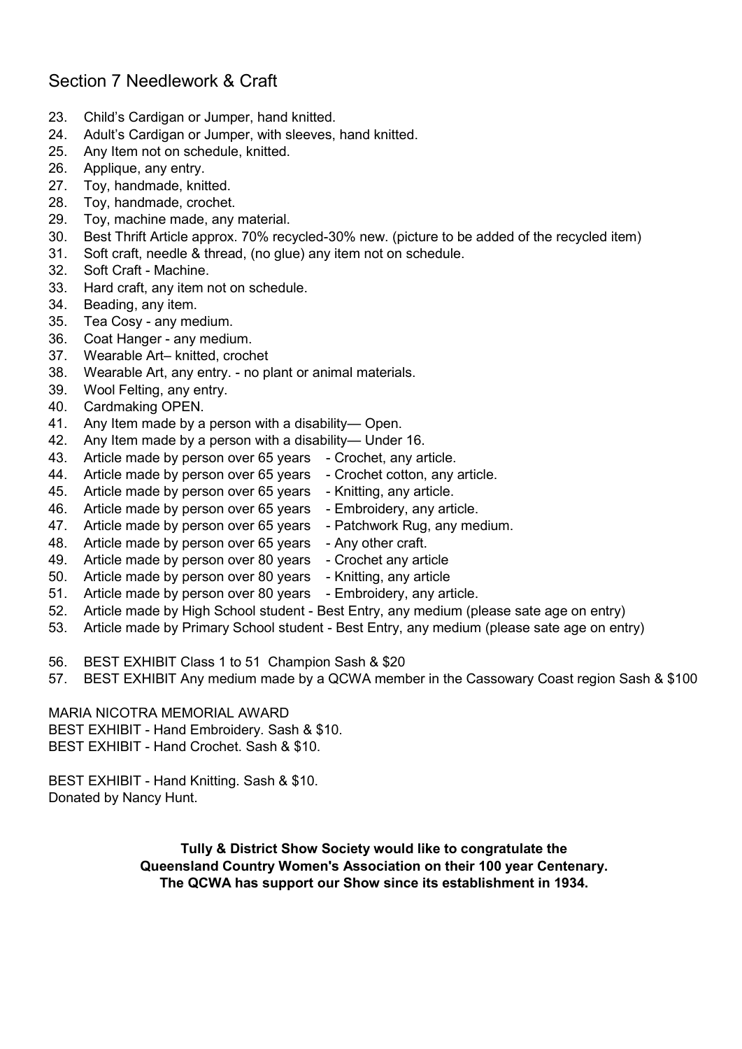## Section 7 Needlework & Craft

23. Child's Cardigan or Jumper, hand knitted.
24. Adult's Cardigan or Jumper, with sleeves, hand knitted.
25. Any Item not on schedule, knitted.
26. Applique, any entry.
27. Toy, handmade, knitted.
28. Toy, handmade, crochet.
29. Toy, machine made, any material.
30. Best Thrift Article approx. 70% recycled-30% new. (picture to be added of the recycled item)
31. Soft craft, needle & thread, (no glue) any item not on schedule.
32. Soft Craft - Machine.
33. Hard craft, any item not on schedule.
34. Beading, any item.
35. Tea Cosy - any medium.
36. Coat Hanger - any medium.
37. Wearable Art– knitted, crochet
38. Wearable Art, any entry. - no plant or animal materials.
39. Wool Felting, any entry.
40. Cardmaking OPEN.
41. Any Item made by a person with a disability— Open.
42. Any Item made by a person with a disability— Under 16.
43. Article made by person over 65 years - Crochet, any article.
44. Article made by person over 65 years - Crochet cotton, any article.
45. Article made by person over 65 years - Knitting, any article.
46. Article made by person over 65 years - Embroidery, any article.
47. Article made by person over 65 years - Patchwork Rug, any medium.
48. Article made by person over 65 years - Any other craft.
49. Article made by person over 80 years - Crochet any article
50. Article made by person over 80 years - Knitting, any article
51. Article made by person over 80 years - Embroidery, any article.
52. Article made by High School student - Best Entry, any medium (please sate age on entry)
53. Article made by Primary School student - Best Entry, any medium (please sate age on entry)

56. BEST EXHIBIT Class 1 to 51 Champion Sash & $20
57. BEST EXHIBIT Any medium made by a QCWA member in the Cassowary Coast region Sash & $100

MARIA NICOTRA MEMORIAL AWARD
BEST EXHIBIT - Hand Embroidery. Sash & $10.
BEST EXHIBIT - Hand Crochet. Sash & $10.

BEST EXHIBIT - Hand Knitting. Sash & $10.
Donated by Nancy Hunt.

**Tully & District Show Society would like to congratulate the Queensland Country Women's Association on their 100 year Centenary. The QCWA has support our Show since its establishment in 1934.**